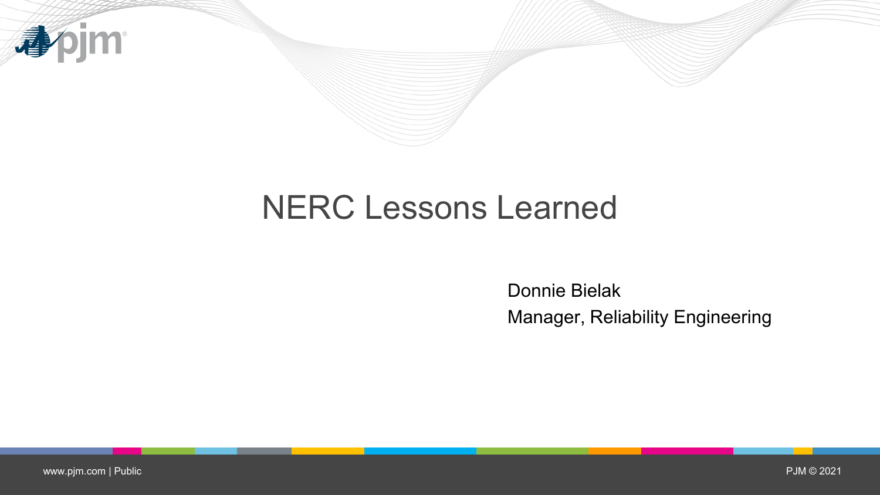# NERC Lessons Learned

Donnie Bielak

Manager, Reliability Engineering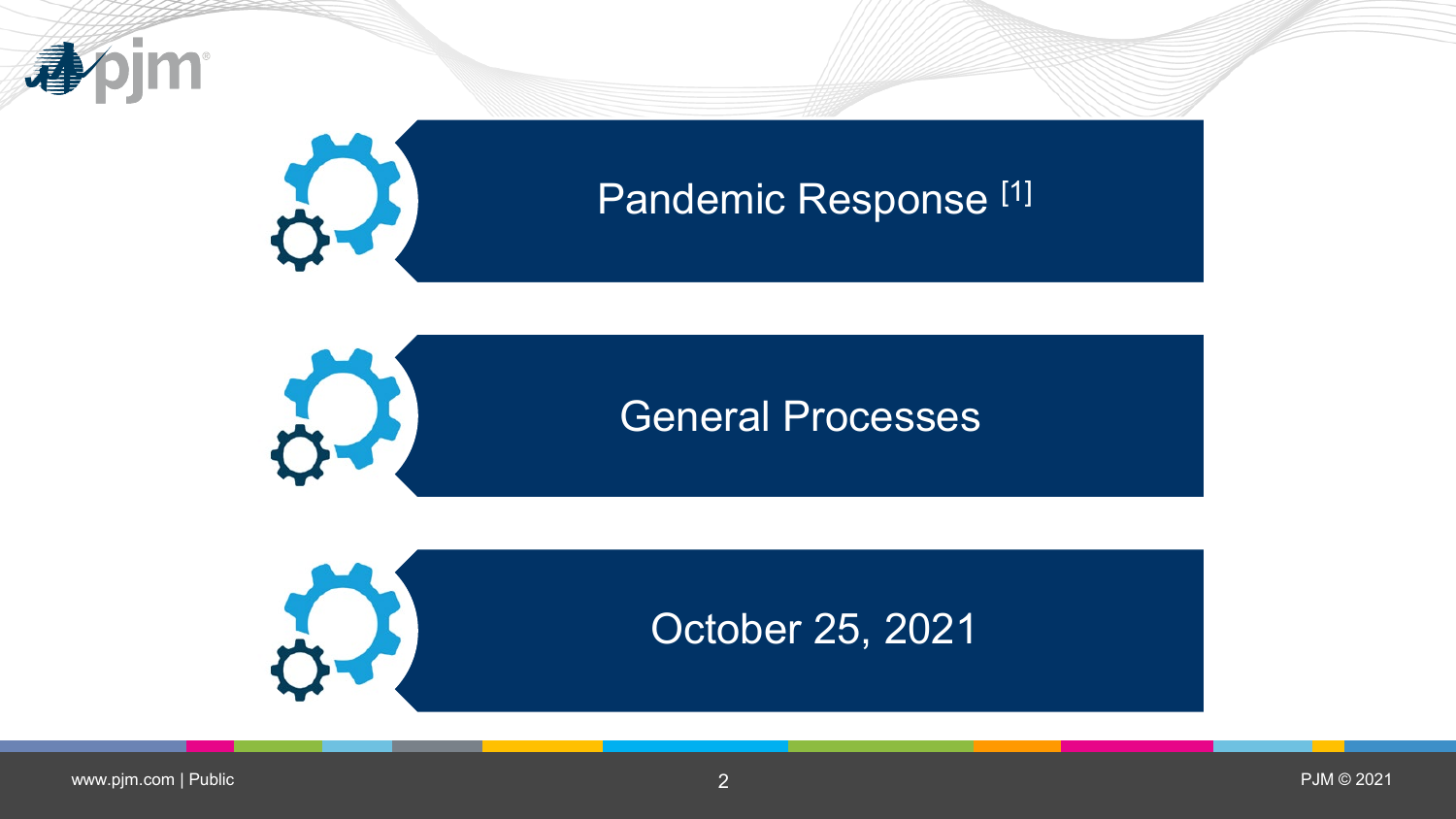Pandemic Response [1]

General Processes

October 25, 2021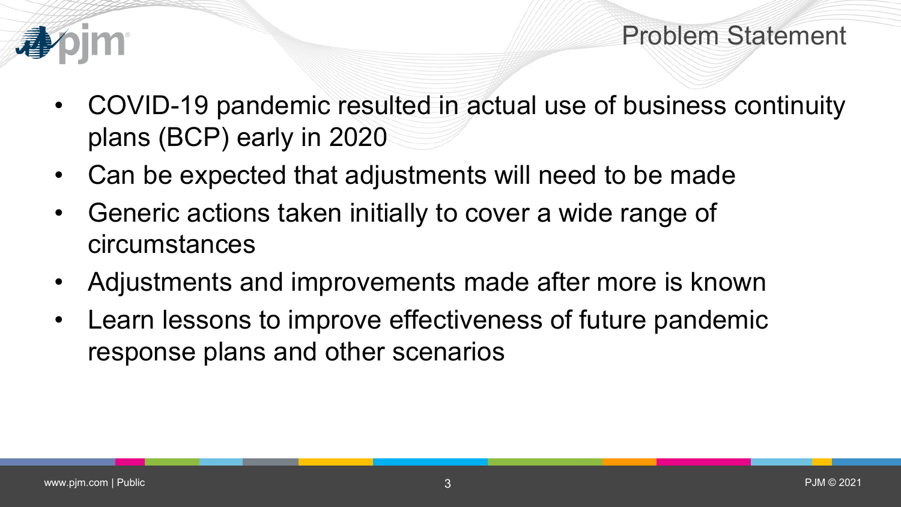## Problem Statement

- COVID-19 pandemic resulted in actual use of business continuity plans (BCP) early in 2020
- Can be expected that adjustments will need to be made
- Generic actions taken initially to cover a wide range of circumstances
- Adjustments and improvements made after more is known
- Learn lessons to improve effectiveness of future pandemic response plans and other scenarios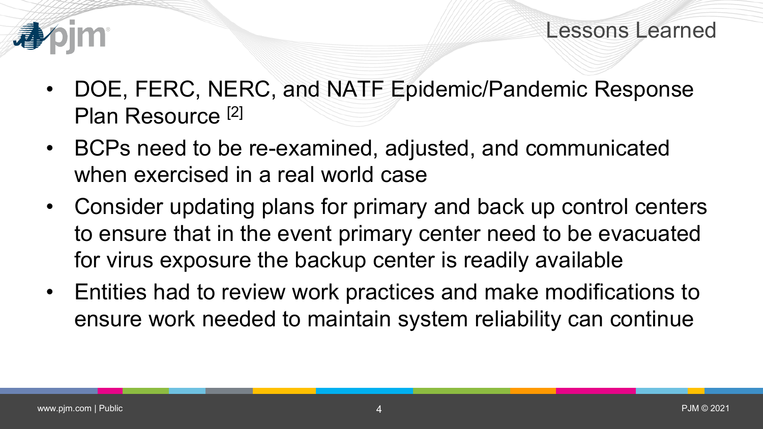# Lessons Learned

- DOE, FERC, NERC, and NATF Epidemic/Pandemic Response Plan Resource [2]
- BCPs need to be re-examined, adjusted, and communicated when exercised in a real world case
- Consider updating plans for primary and back up control centers to ensure that in the event primary center need to be evacuated for virus exposure the backup center is readily available
- Entities had to review work practices and make modifications to ensure work needed to maintain system reliability can continue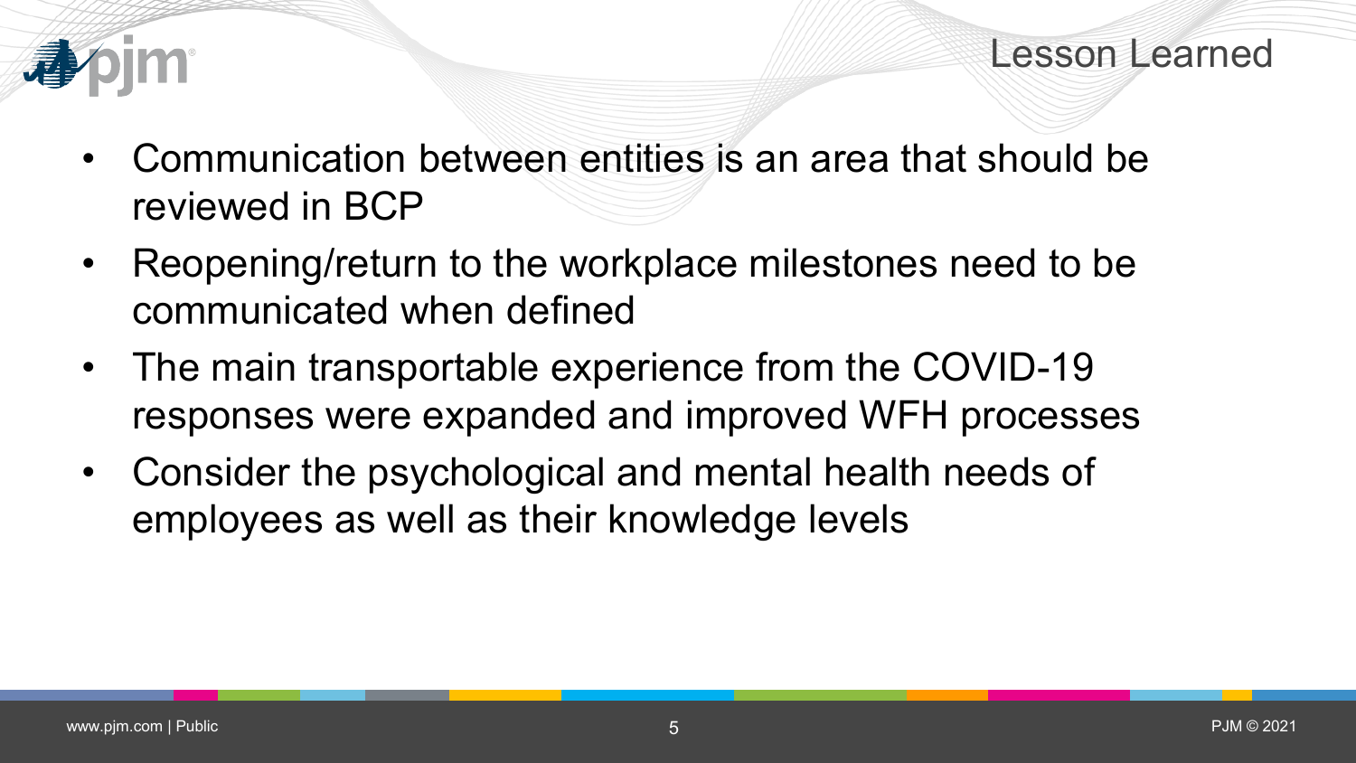# Lesson Learned

- Communication between entities is an area that should be reviewed in BCP
- Reopening/return to the workplace milestones need to be communicated when defined
- The main transportable experience from the COVID-19 responses were expanded and improved WFH processes
- Consider the psychological and mental health needs of employees as well as their knowledge levels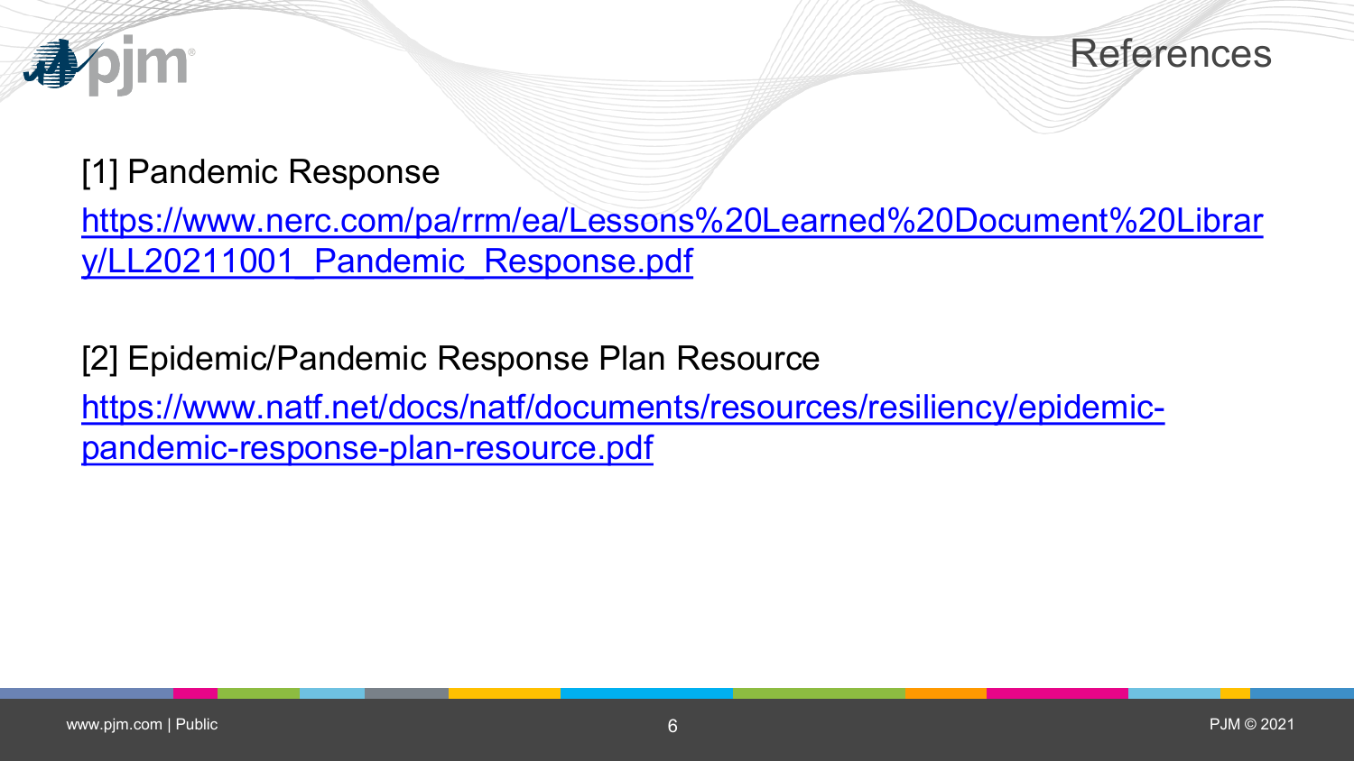# References

[1] Pandemic Response

https://www.nerc.com/pa/rrm/ea/Lessons%20Learned%20Document%20Library/LL20211001_Pandemic_Response.pdf

[2] Epidemic/Pandemic Response Plan Resource

https://www.natf.net/docs/natf/documents/resources/resiliency/epidemic-pandemic-response-plan-resource.pdf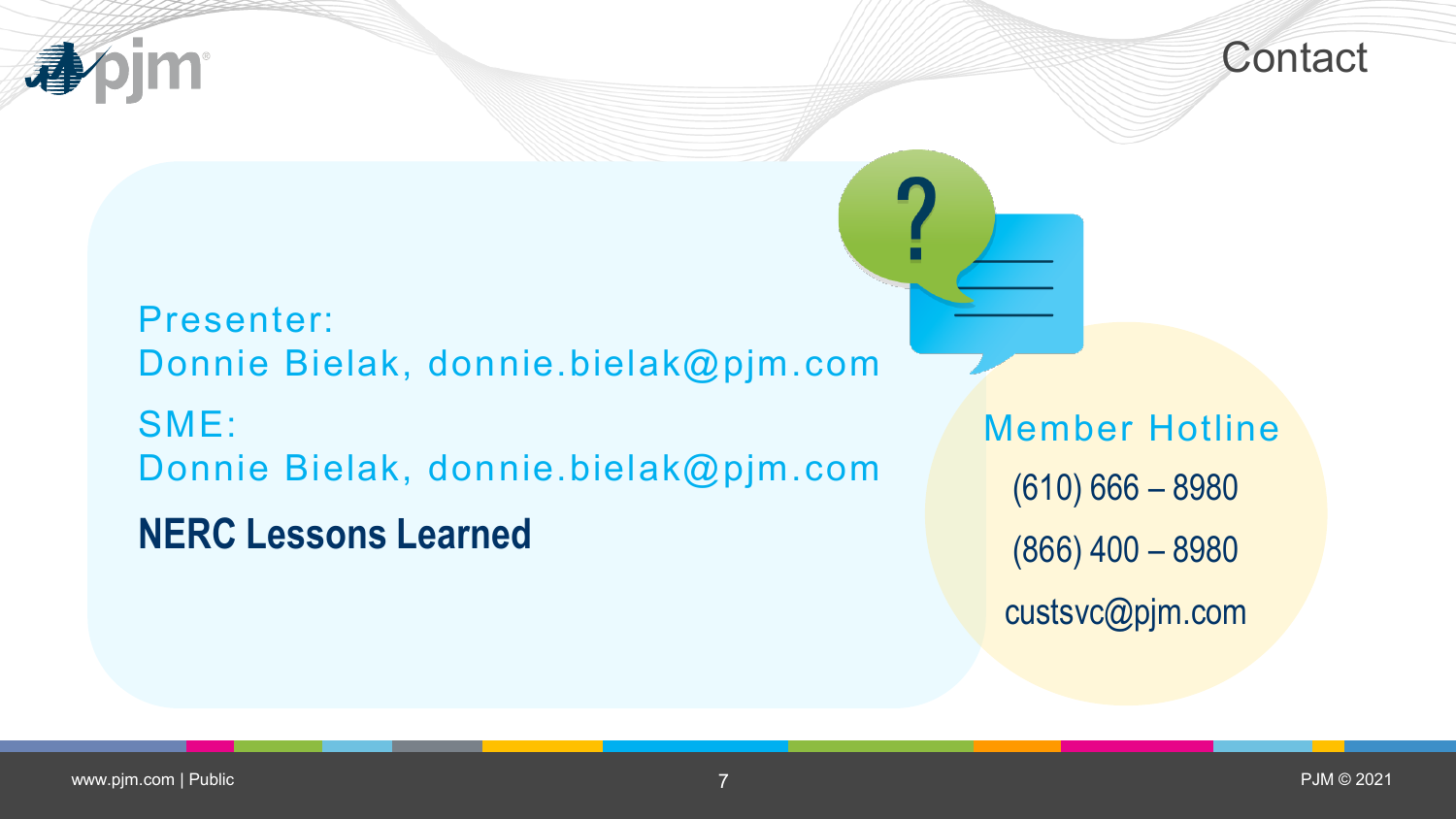# Contact

Presenter:
Donnie Bielak, donnie.bielak@pjm.com

SME:
Donnie Bielak, donnie.bielak@pjm.com

**NERC Lessons Learned**

Member Hotline

(610) 666 – 8980

(866) 400 – 8980

custsvc@pjm.com